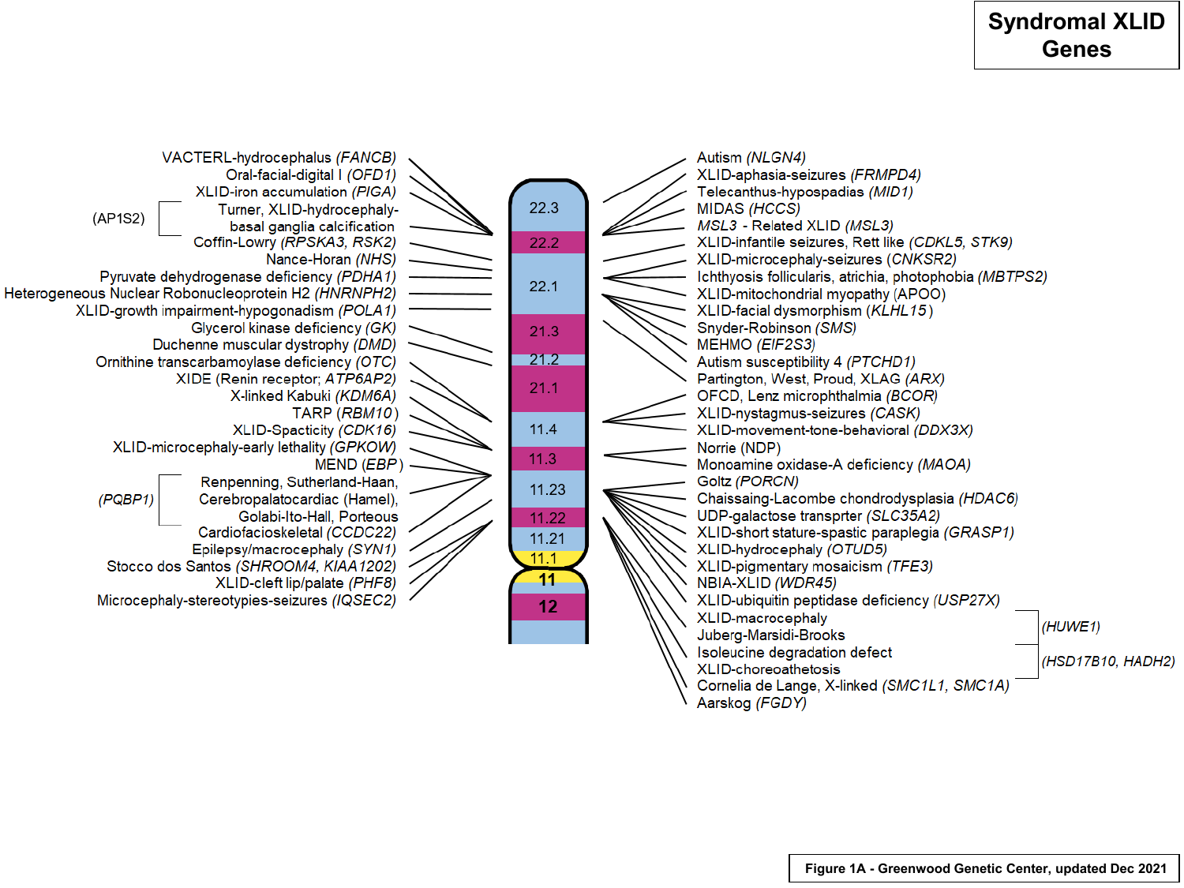# Syndromal XLID Genes

| Band | Left side (syndrome / gene) |
|---|---|
| 22.3–22.2 | VACTERL-hydrocephalus *(FANCB)* |
| | Oral-facial-digital I *(OFD1)* |
| | XLID-iron accumulation *(PIGA)* |
| | Turner, XLID-hydrocephaly-basal ganglia calcification (AP1S2) |
| | Coffin-Lowry *(RPSKA3, RSK2)* |
| 22.1 | Nance-Horan *(NHS)* |
| | Pyruvate dehydrogenase deficiency *(PDHA1)* |
| | Heterogeneous Nuclear Robonucleoprotein H2 *(HNRNPH2)* |
| | XLID-growth impairment-hypogonadism *(POLA1)* |
| 21.3–21.2 | Glycerol kinase deficiency *(GK)* |
| | Duchenne muscular dystrophy *(DMD)* |
| 11.4–11.3 | Ornithine transcarbamoylase deficiency *(OTC)* |
| | XIDE (Renin receptor; *ATP6AP2)* |
| | X-linked Kabuki *(KDM6A)* |
| | TARP *(RBM10)* |
| | XLID-Spacticity *(CDK16)* |
| | XLID-microcephaly-early lethality *(GPKOW)* |
| | MEND *(EBP)* |
| 11.23 | Renpenning, Sutherland-Haan, Cerebropalatocardiac (Hamel), Golabi-Ito-Hall, Porteous *(PQBP1)* |
| 11.22–11.1 | Cardiofacioskeletal *(CCDC22)* |
| | Epilepsy/macrocephaly *(SYN1)* |
| | Stocco dos Santos *(SHROOM4, KIAA1202)* |
| | XLID-cleft lip/palate *(PHF8)* |
| | Microcephaly-stereotypies-seizures *(IQSEC2)* |

| Band | Right side (syndrome / gene) |
|---|---|
| 22.3–22.2 | Autism *(NLGN4)* |
| | XLID-aphasia-seizures *(FRMPD4)* |
| | Telecanthus-hypospadias *(MID1)* |
| | MIDAS *(HCCS)* |
| | *MSL3* - Related XLID *(MSL3)* |
| 22.1 | XLID-infantile seizures, Rett like *(CDKL5, STK9)* |
| | XLID-microcephaly-seizures (*CNKSR2)* |
| | Ichthyosis follicularis, atrichia, photophobia *(MBTPS2)* |
| | XLID-mitochondrial myopathy (APOO) |
| | XLID-facial dysmorphism (*KLHL15*) |
| | Snyder-Robinson *(SMS)* |
| | MEHMO *(EIF2S3)* |
| 21.3–21.1 | Autism susceptibility 4 *(PTCHD1)* |
| | Partington, West, Proud, XLAG *(ARX)* |
| 11.4 | OFCD, Lenz microphthalmia *(BCOR)* |
| | XLID-nystagmus-seizures *(CASK)* |
| | XLID-movement-tone-behavioral *(DDX3X)* |
| 11.3 | Norrie (NDP) |
| | Monoamine oxidase-A deficiency *(MAOA)* |
| 11.23 | Goltz *(PORCN)* |
| | Chaissaing-Lacombe chondrodysplasia *(HDAC6)* |
| | UDP-galactose transprter *(SLC35A2)* |
| | XLID-short stature-spastic paraplegia *(GRASP1)* |
| | XLID-hydrocephaly *(OTUD5)* |
| | XLID-pigmentary mosaicism *(TFE3)* |
| | NBIA-XLID *(WDR45)* |
| 11.21–11.1 | XLID-ubiquitin peptidase deficiency (*USP27X)* |
| | XLID-macrocephaly, Juberg-Marsidi-Brooks *(HUWE1)* |
| | Isoleucine degradation defect, XLID-choreoathetosis *(HSD17B10, HADH2)* |
| | Cornelia de Lange, X-linked *(SMC1L1, SMC1A)* |
| | Aarskog *(FGDY)* |

Chromosome bands: 22.3, 22.2, 22.1, 21.3, 21.2, 21.1, 11.4, 11.3, 11.23, 11.22, 11.21, 11.1, 11, 12

**Figure 1A - Greenwood Genetic Center, updated Dec 2021**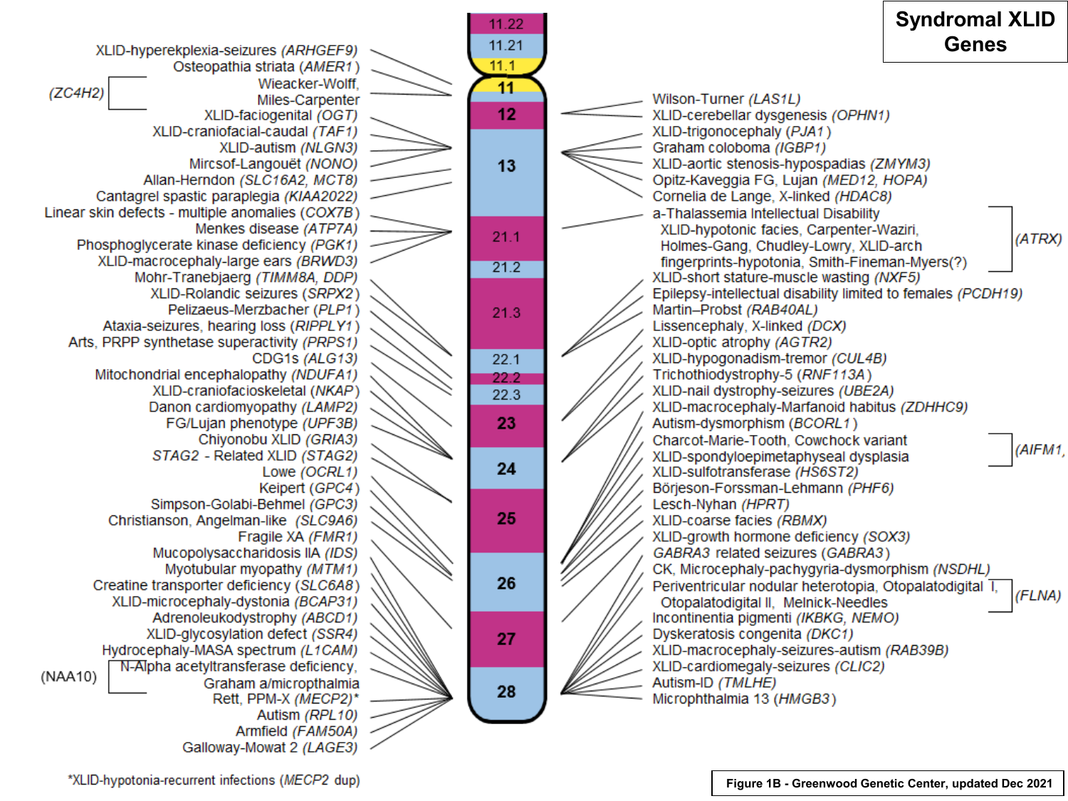# Syndromal XLID Genes

**Left side:**

- XLID-hyperekplexia-seizures (*ARHGEF9*)
- Osteopathia striata (*AMER1*)
- (*ZC4H2*) Wieacker-Wolff, Miles-Carpenter
- XLID-faciogenital (*OGT*)
- XLID-craniofacial-caudal (*TAF1*)
- XLID-autism (*NLGN3*)
- Mircsof-Langouët (*NONO*)
- Allan-Herndon (*SLC16A2, MCT8*)
- Cantagrel spastic paraplegia (*KIAA2022*)
- Linear skin defects - multiple anomalies (*COX7B*)
- Menkes disease (*ATP7A*)
- Phosphoglycerate kinase deficiency (*PGK1*)
- XLID-macrocephaly-large ears (*BRWD3*)
- Mohr-Tranebjaerg (*TIMM8A, DDP*)
- XLID-Rolandic seizures (*SRPX2*)
- Pelizaeus-Merzbacher (*PLP1*)
- Ataxia-seizures, hearing loss (*RIPPLY1*)
- Arts, PRPP synthetase superactivity (*PRPS1*)
- CDG1s (*ALG13*)
- Mitochondrial encephalopathy (*NDUFA1*)
- XLID-craniofacioskeletal (*NKAP*)
- Danon cardiomyopathy (*LAMP2*)
- FG/Lujan phenotype (*UPF3B*)
- Chiyonobu XLID (*GRIA3*)
- *STAG2* - Related XLID (*STAG2*)
- Lowe (*OCRL1*)
- Keipert (*GPC4*)
- Simpson-Golabi-Behmel (*GPC3*)
- Christianson, Angelman-like (*SLC9A6*)
- Fragile XA (*FMR1*)
- Mucopolysaccharidosis IIA (*IDS*)
- Myotubular myopathy (*MTM1*)
- Creatine transporter deficiency (*SLC6A8*)
- XLID-microcephaly-dystonia (*BCAP31*)
- Adrenoleukodystrophy (*ABCD1*)
- XLID-glycosylation defect (*SSR4*)
- Hydrocephaly-MASA spectrum (*L1CAM*)
- (NAA10) N-Alpha acetyltransferase deficiency, Graham a/microphthalmia
- Rett, PPM-X (*MECP2*)*
- Autism (*RPL10*)
- Armfield (*FAM50A*)
- Galloway-Mowat 2 (*LAGE3*)

**Chromosome bands:** 11.22, 11.21, 11.1, 11, 12, 13, 21.1, 21.2, 21.3, 22.1, 22.2, 22.3, 23, 24, 25, 26, 27, 28

**Right side:**

- Wilson-Turner (*LAS1L*)
- XLID-cerebellar dysgenesis (*OPHN1*)
- XLID-trigonocephaly (*PJA1*)
- Graham coloboma (*IGBP1*)
- XLID-aortic stenosis-hypospadias (*ZMYM3*)
- Opitz-Kaveggia FG, Lujan (*MED12, HOPA*)
- Cornelia de Lange, X-linked (*HDAC8*)
- (*ATRX*): a-Thalassemia Intellectual Disability, XLID-hypotonic facies, Carpenter-Waziri, Holmes-Gang, Chudley-Lowry, XLID-arch fingerprints-hypotonia, Smith-Fineman-Myers(?)
- XLID-short stature-muscle wasting (*NXF5*)
- Epilepsy-intellectual disability limited to females (*PCDH19*)
- Martin–Probst (*RAB40AL*)
- Lissencephaly, X-linked (*DCX*)
- XLID-optic atrophy (*AGTR2*)
- XLID-hypogonadism-tremor (*CUL4B*)
- Trichothiodystrophy-5 (*RNF113A*)
- XLID-nail dystrophy-seizures (*UBE2A*)
- XLID-macrocephaly-Marfanoid habitus (*ZDHHC9*)
- Autism-dysmorphism (*BCORL1*)
- (*AIFM1*): Charcot-Marie-Tooth, Cowchock variant; XLID-spondyloepimetaphyseal dysplasia
- XLID-sulfotransferase (*HS6ST2*)
- Börjeson-Forssman-Lehmann (*PHF6*)
- Lesch-Nyhan (*HPRT*)
- XLID-coarse facies (*RBMX*)
- XLID-growth hormone deficiency (*SOX3*)
- *GABRA3* related seizures (*GABRA3*)
- CK, Microcephaly-pachygyria-dysmorphism (*NSDHL*)
- (*FLNA*): Periventricular nodular heterotopia, Otopalatodigital I, Otopalatodigital II, Melnick-Needles
- Incontinentia pigmenti (*IKBKG, NEMO*)
- Dyskeratosis congenita (*DKC1*)
- XLID-macrocephaly-seizures-autism (*RAB39B*)
- XLID-cardiomegaly-seizures (*CLIC2*)
- Autism-ID (*TMLHE*)
- Microphthalmia 13 (*HMGB3*)

*XLID-hypotonia-recurrent infections (*MECP2* dup)

**Figure 1B - Greenwood Genetic Center, updated Dec 2021**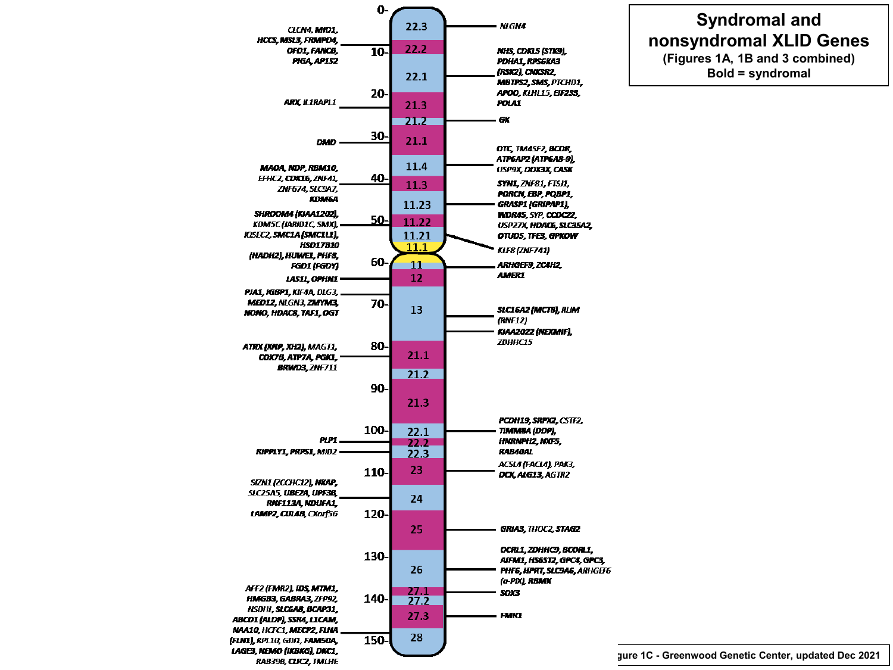# Syndromal and nonsyndromal XLID Genes

(Figures 1A, 1B and 3 combined)

Bold = syndromal

| Position (Mb) | Band | Left-side genes | Right-side genes |
|---|---|---|---|
| 0 | 22.3 | | NLGN4 |
| 10 | 22.2 | CLCN4, MID1, HCCS, MSL3, FRMPD4, OFD1, FANCB, PIGA, AP1S2 | |
| | 22.1 | | NHS, CDKL5 (STK9), PDHA1, RPS6KA3 (RSK2), CNKSR2, MBTPS2, SMS, PTCHD1, APOO, KLHL15, EIF2S3, POLA1 |
| 20 | 21.3 | ARX, IL1RAPL1 | |
| | 21.2 | | GK |
| 30 | 21.1 | DMD | |
| | 11.4 | | OTC, TM4SF2, BCOR, ATP6AP2 (ATP6A8-9), USP9X, DDX3X, CASK |
| 40 | 11.3 | MAOA, NDP, RBM10, EFHC2, CDK16, ZNF41, ZNF674, SLC9A7, KDM6A | |
| | 11.23 | | SYN1, ZNF81, FTSJ1, PORCN, EBP, PQBP1, GRASP1 (GRIPAP1), WDR45, SYP, CCDC22, USP27X, HDAC6, SLC35A2, OTUD5, TFE3, GPKOW |
| 50 | 11.22 | SHROOM4 (KIAA1202), KDM5C (JARID1C, SMX), IQSEC2, SMC1A (SMC1L1), HSD17B10 (HADH2), HUWE1, PHF8, FGD1 (FGDY) | |
| | 11.21 | | |
| | 11.1 | | KLF8 (ZNF741) |
| 60 | 11 | | ARHGEF9, ZC4H2, AMER1 |
| | 12 | LAS1L, OPHN1 | |
| 70 | 13 | PJA1, IGBP1, KIF4A, DLG3, MED12, NLGN3, ZMYM3, NONO, HDAC8, TAF1, OGT | SLC16A2 (MCT8), RLIM (RNF12); KIAA2022 (NEXMIF), ZDHHC15 |
| 80 | 21.1 | ATRX (XNP, XH2), MAGT1, COX7B, ATP7A, PGK1, BRWD3, ZNF711 | |
| | 21.2 | | |
| 90 | 21.3 | | |
| 100 | 22.1 | | PCDH19, SRPX2, CSTF2, TIMM8A (DDP), HNRNPH2, NXF5, RAB40AL |
| | 22.2 | PLP1 | |
| | 22.3 | RIPPLY1, PRPS1, MID2 | |
| 110 | 23 | | ACSL4 (FACL4), PAK3, DCX, ALG13, AGTR2 |
| | 24 | SIZN1 (ZCCHC12), NKAP, SLC25A5, UBE2A, UPF3B, RNF113A, NDUFA1, LAMP2, CUL4B, CXorf56 | |
| 120 | 25 | | GRIA3, THOC2, STAG2 |
| 130 | 26 | | OCRL1, ZDHHC9, BCORL1, AIFM1, HS6ST2, GPC4, GPC3, PHF6, HPRT, SLC9A6, ARHGEF6 (α-PIX), RBMX |
| | 27.1 | | SOX3 |
| 140 | 27.2 | | |
| | 27.3 | | FMR1 |
| 150 | 28 | AFF2 (FMR2), IDS, MTM1, HMGB3, GABRA3, ZFP92, NSDHL, SLC6A8, BCAP31, ABCD1 (ALDP), SSR4, L1CAM, NAA10, HCFC1, MECP2, FLNA (FLN1), RPL10, GDI1, FAM50A, LAGE3, NEMO (IKBKG), DKC1, RAB39B, CLIC2, TMLHE | |

Figure 1C - Greenwood Genetic Center, updated Dec 2021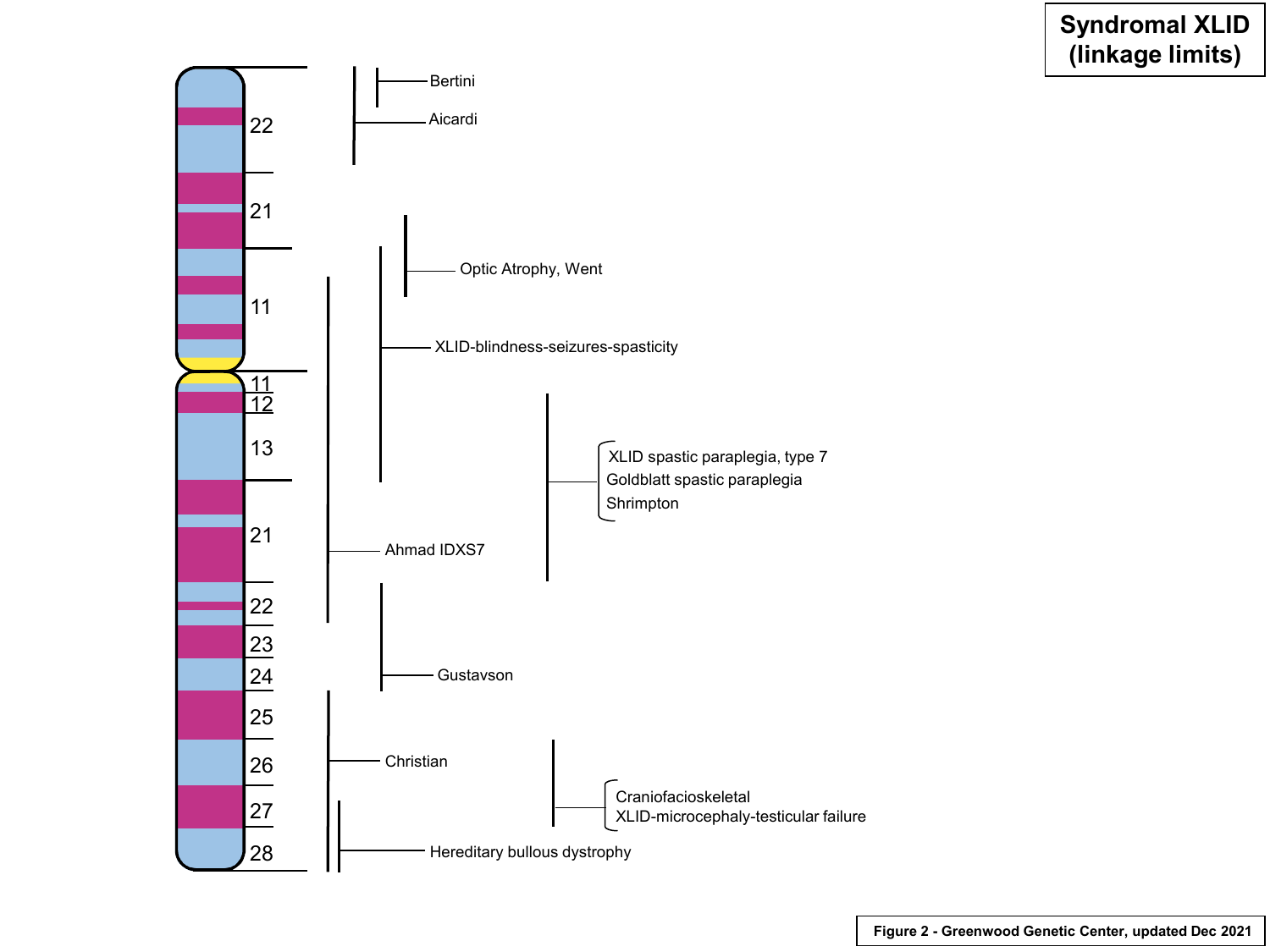# Syndromal XLID (linkage limits)

22
21
11
11
12
13
21
22
23
24
25
26
27
28

Bertini

Aicardi

Optic Atrophy, Went

XLID-blindness-seizures-spasticity

XLID spastic paraplegia, type 7
Goldblatt spastic paraplegia
Shrimpton

Ahmad IDXS7

Gustavson

Christian

Craniofacioskeletal
XLID-microcephaly-testicular failure

Hereditary bullous dystrophy

**Figure 2 - Greenwood Genetic Center, updated Dec 2021**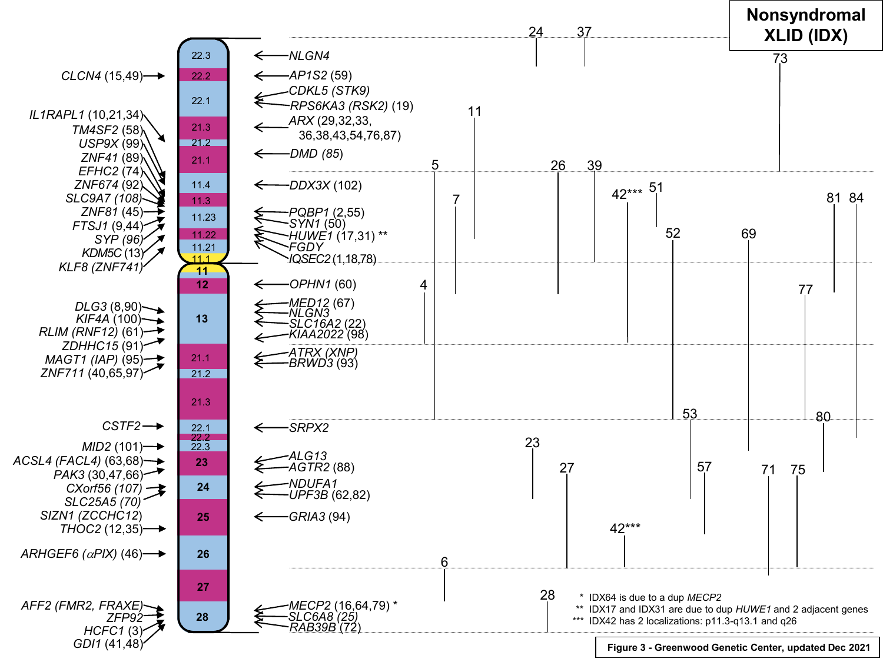# Nonsyndromal XLID (IDX)

CLCN4 (15,49)
IL1RAPL1 (10,21,34)
TM4SF2 (58)
USP9X (99)
ZNF41 (89)
EFHC2 (74)
ZNF674 (92)
SLC9A7 (108)
ZNF81 (45)
FTSJ1 (9,44)
SYP (96)
KDM5C (13)
KLF8 (ZNF741)
DLG3 (8,90)
KIF4A (100)
RLIM (RNF12) (61)
ZDHHC15 (91)
MAGT1 (IAP) (95)
ZNF711 (40,65,97)
CSTF2
MID2 (101)
ACSL4 (FACL4) (63,68)
PAK3 (30,47,66)
CXorf56 (107)
SLC25A5 (70)
SIZN1 (ZCCHC12)
THOC2 (12,35)
ARHGEF6 ($\alpha$PIX) (46)
AFF2 (FMR2, FRAXE)
ZFP92
HCFC1 (3)
GDI1 (41,48)

22.3
22.2
22.1
21.3
21.2
21.1
11.4
11.3
11.23
11.22
11.21
11.1
11
12
13
21.1
21.2
21.3
22.1
22.2
22.3
23
24
25
26
27
28

NLGN4
AP1S2 (59)
CDKL5 (STK9)
RPS6KA3 (RSK2) (19)
ARX (29,32,33, 36,38,43,54,76,87)
DMD (85)
DDX3X (102)
PQBP1 (2,55)
SYN1 (50)
HUWE1 (17,31) **
FGDY
IQSEC2 (1,18,78)
OPHN1 (60)
MED12 (67)
NLGN3
SLC16A2 (22)
KIAA2022 (98)
ATRX (XNP)
BRWD3 (93)
SRPX2
ALG13
AGTR2 (88)
NDUFA1
UPF3B (62,82)
GRIA3 (94)
MECP2 (16,64,79) *
SLC6A8 (25)
RAB39B (72)

24 37 73 11 5 26 39 42*** 51 81 84 7 52 69 4 77 53 80 23 27 57 71 75 42*** 6 28

\* IDX64 is due to a dup *MECP2*
\*\* IDX17 and IDX31 are due to dup *HUWE1* and 2 adjacent genes
\*\*\* IDX42 has 2 localizations: p11.3-q13.1 and q26

**Figure 3 - Greenwood Genetic Center, updated Dec 2021**